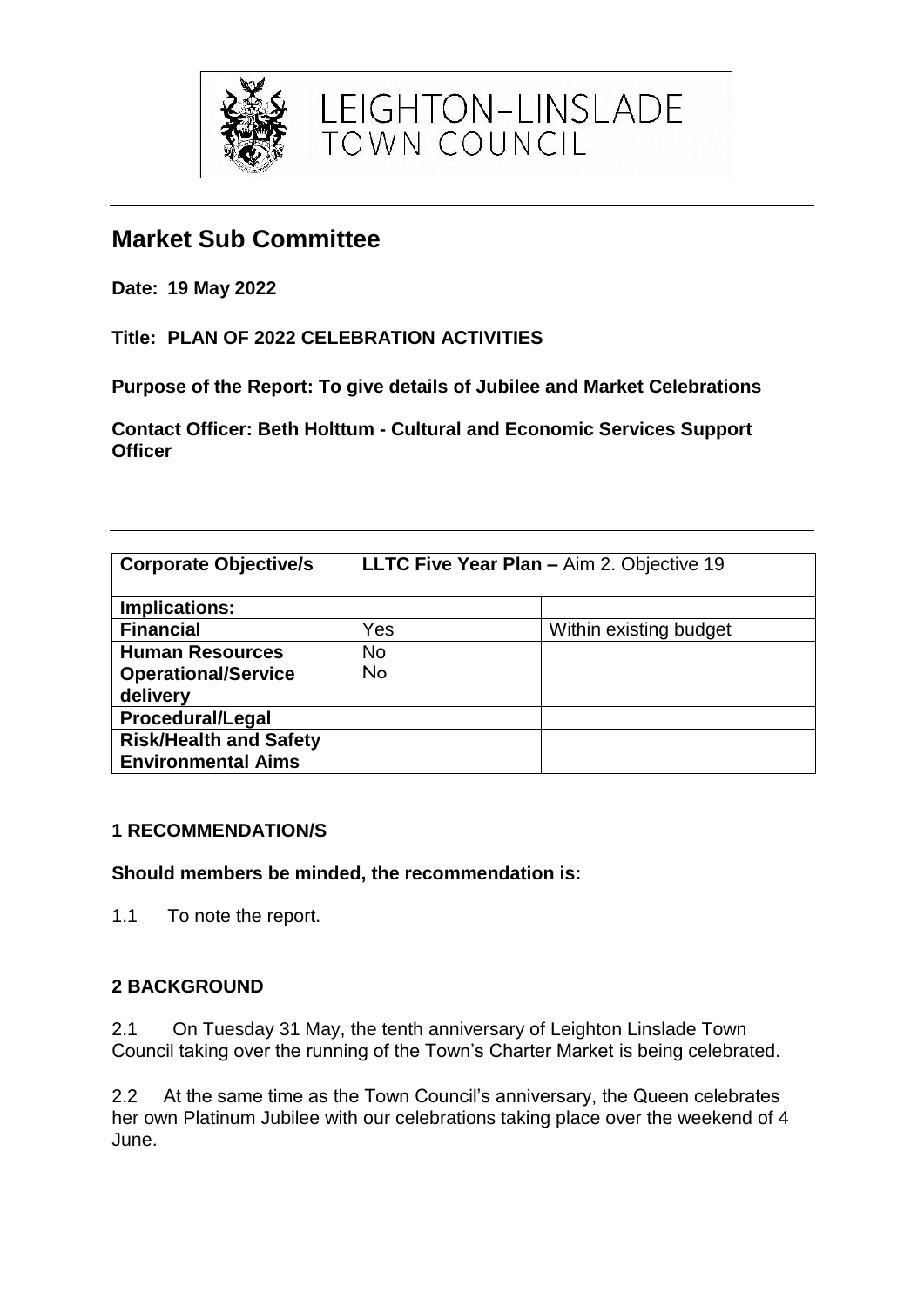LEIGHTON-LINSLADE TOWN COUNCIL

# Market Sub Committee

**Date: 19 May 2022**

**Title: PLAN OF 2022 CELEBRATION ACTIVITIES**

**Purpose of the Report: To give details of Jubilee and Market Celebrations**

**Contact Officer: Beth Holttum - Cultural and Economic Services Support Officer**

| **Corporate Objective/s** | **LLTC Five Year Plan –** Aim 2. Objective 19 | |
|---|---|---|
| **Implications:** | | |
| **Financial** | Yes | Within existing budget |
| **Human Resources** | No | |
| **Operational/Service delivery** | No | |
| **Procedural/Legal** | | |
| **Risk/Health and Safety** | | |
| **Environmental Aims** | | |

## 1 RECOMMENDATION/S

**Should members be minded, the recommendation is:**

1.1 To note the report.

## 2 BACKGROUND

2.1 On Tuesday 31 May, the tenth anniversary of Leighton Linslade Town Council taking over the running of the Town's Charter Market is being celebrated.

2.2 At the same time as the Town Council's anniversary, the Queen celebrates her own Platinum Jubilee with our celebrations taking place over the weekend of 4 June.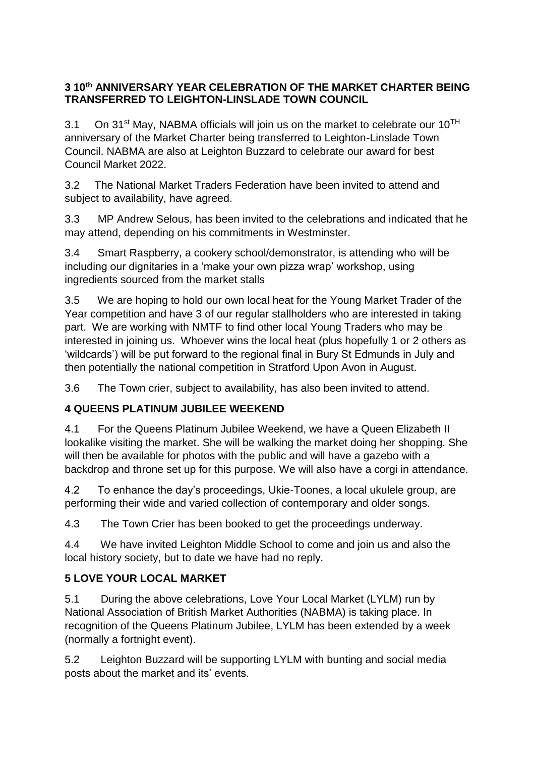## 3 10th ANNIVERSARY YEAR CELEBRATION OF THE MARKET CHARTER BEING TRANSFERRED TO LEIGHTON-LINSLADE TOWN COUNCIL

3.1 On 31st May, NABMA officials will join us on the market to celebrate our 10TH anniversary of the Market Charter being transferred to Leighton-Linslade Town Council. NABMA are also at Leighton Buzzard to celebrate our award for best Council Market 2022.

3.2 The National Market Traders Federation have been invited to attend and subject to availability, have agreed.

3.3 MP Andrew Selous, has been invited to the celebrations and indicated that he may attend, depending on his commitments in Westminster.

3.4 Smart Raspberry, a cookery school/demonstrator, is attending who will be including our dignitaries in a 'make your own pizza wrap' workshop, using ingredients sourced from the market stalls

3.5 We are hoping to hold our own local heat for the Young Market Trader of the Year competition and have 3 of our regular stallholders who are interested in taking part. We are working with NMTF to find other local Young Traders who may be interested in joining us. Whoever wins the local heat (plus hopefully 1 or 2 others as 'wildcards') will be put forward to the regional final in Bury St Edmunds in July and then potentially the national competition in Stratford Upon Avon in August.

3.6 The Town crier, subject to availability, has also been invited to attend.

## 4 QUEENS PLATINUM JUBILEE WEEKEND

4.1 For the Queens Platinum Jubilee Weekend, we have a Queen Elizabeth II lookalike visiting the market. She will be walking the market doing her shopping. She will then be available for photos with the public and will have a gazebo with a backdrop and throne set up for this purpose. We will also have a corgi in attendance.

4.2 To enhance the day's proceedings, Ukie-Toones, a local ukulele group, are performing their wide and varied collection of contemporary and older songs.

4.3 The Town Crier has been booked to get the proceedings underway.

4.4 We have invited Leighton Middle School to come and join us and also the local history society, but to date we have had no reply.

## 5 LOVE YOUR LOCAL MARKET

5.1 During the above celebrations, Love Your Local Market (LYLM) run by National Association of British Market Authorities (NABMA) is taking place. In recognition of the Queens Platinum Jubilee, LYLM has been extended by a week (normally a fortnight event).

5.2 Leighton Buzzard will be supporting LYLM with bunting and social media posts about the market and its' events.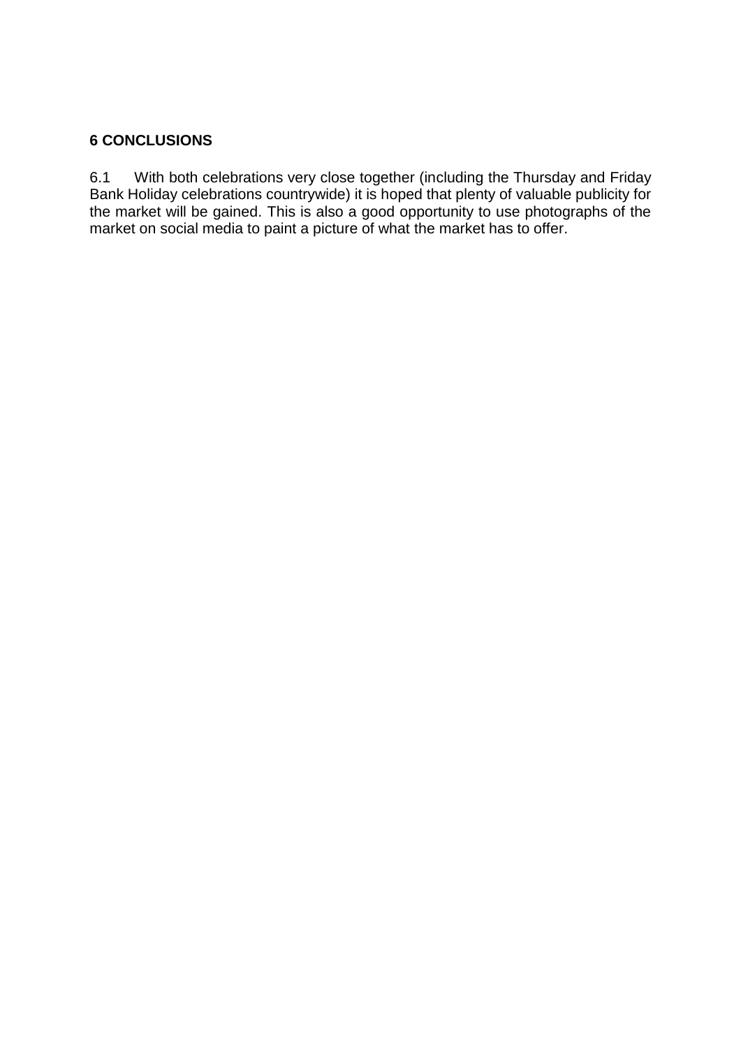## 6 CONCLUSIONS

6.1 With both celebrations very close together (including the Thursday and Friday Bank Holiday celebrations countrywide) it is hoped that plenty of valuable publicity for the market will be gained. This is also a good opportunity to use photographs of the market on social media to paint a picture of what the market has to offer.